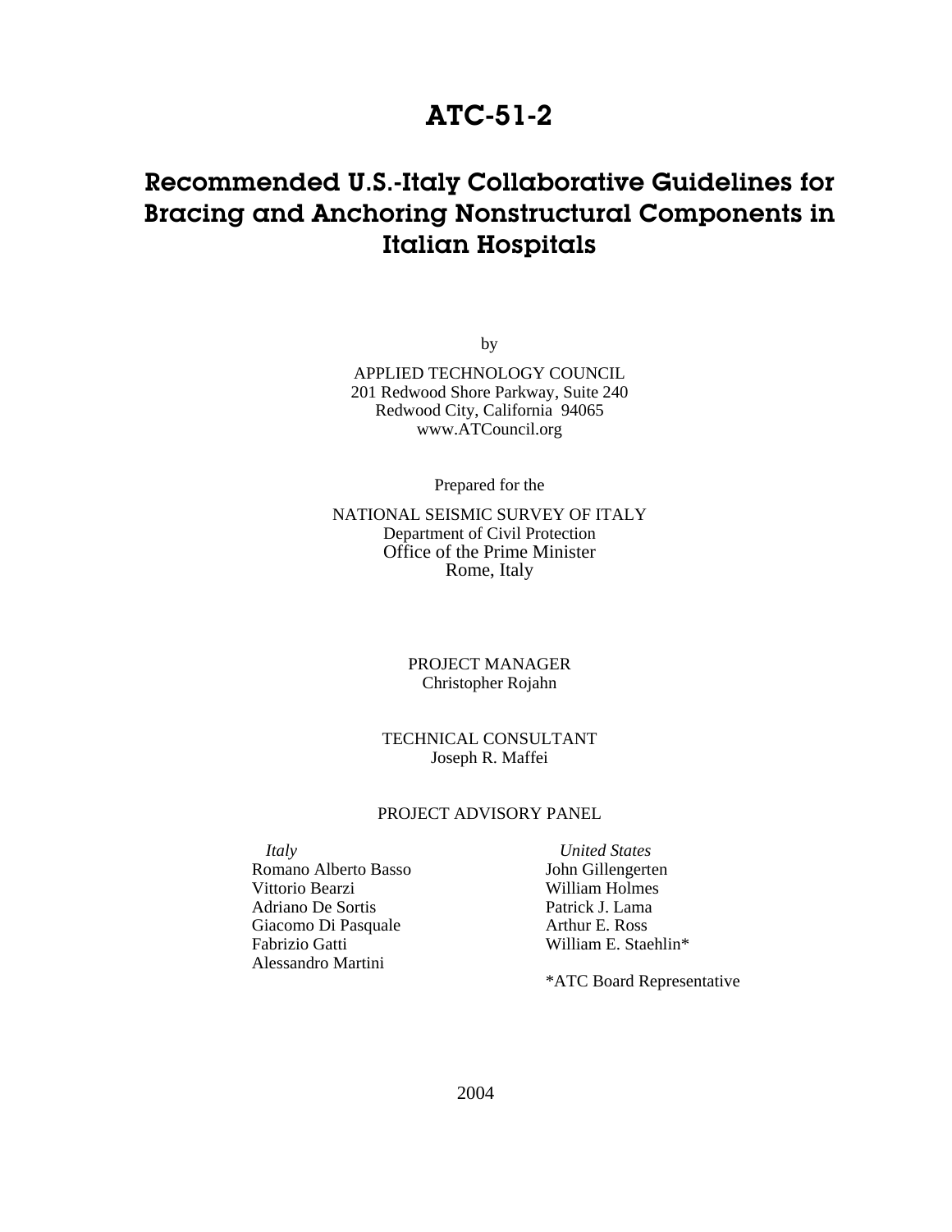# ATC-51-2

## Recommended U.S.-Italy Collaborative Guidelines for Bracing and Anchoring Nonstructural Components in Italian Hospitals

by

APPLIED TECHNOLOGY COUNCIL
201 Redwood Shore Parkway, Suite 240
Redwood City, California 94065
www.ATCouncil.org

Prepared for the

NATIONAL SEISMIC SURVEY OF ITALY
Department of Civil Protection
Office of the Prime Minister
Rome, Italy

PROJECT MANAGER
Christopher Rojahn

TECHNICAL CONSULTANT
Joseph R. Maffei

PROJECT ADVISORY PANEL

*Italy*
Romano Alberto Basso
Vittorio Bearzi
Adriano De Sortis
Giacomo Di Pasquale
Fabrizio Gatti
Alessandro Martini

*United States*
John Gillengerten
William Holmes
Patrick J. Lama
Arthur E. Ross
William E. Staehlin*

*ATC Board Representative

2004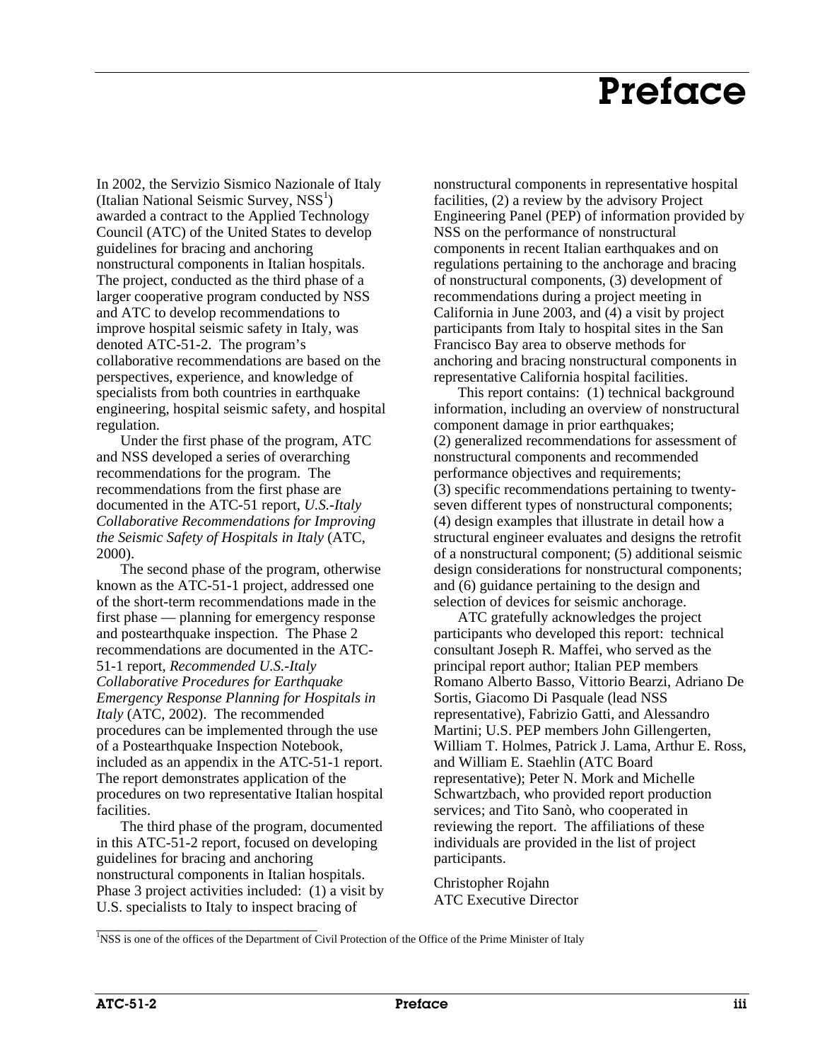# Preface

In 2002, the Servizio Sismico Nazionale of Italy (Italian National Seismic Survey, NSS[1]) awarded a contract to the Applied Technology Council (ATC) of the United States to develop guidelines for bracing and anchoring nonstructural components in Italian hospitals. The project, conducted as the third phase of a larger cooperative program conducted by NSS and ATC to develop recommendations to improve hospital seismic safety in Italy, was denoted ATC-51-2. The program's collaborative recommendations are based on the perspectives, experience, and knowledge of specialists from both countries in earthquake engineering, hospital seismic safety, and hospital regulation.

Under the first phase of the program, ATC and NSS developed a series of overarching recommendations for the program. The recommendations from the first phase are documented in the ATC-51 report, *U.S.-Italy Collaborative Recommendations for Improving the Seismic Safety of Hospitals in Italy* (ATC, 2000).

The second phase of the program, otherwise known as the ATC-51-1 project, addressed one of the short-term recommendations made in the first phase — planning for emergency response and postearthquake inspection. The Phase 2 recommendations are documented in the ATC-51-1 report, *Recommended U.S.-Italy Collaborative Procedures for Earthquake Emergency Response Planning for Hospitals in Italy* (ATC, 2002). The recommended procedures can be implemented through the use of a Postearthquake Inspection Notebook, included as an appendix in the ATC-51-1 report. The report demonstrates application of the procedures on two representative Italian hospital facilities.

The third phase of the program, documented in this ATC-51-2 report, focused on developing guidelines for bracing and anchoring nonstructural components in Italian hospitals. Phase 3 project activities included: (1) a visit by U.S. specialists to Italy to inspect bracing of nonstructural components in representative hospital facilities, (2) a review by the advisory Project Engineering Panel (PEP) of information provided by NSS on the performance of nonstructural components in recent Italian earthquakes and on regulations pertaining to the anchorage and bracing of nonstructural components, (3) development of recommendations during a project meeting in California in June 2003, and (4) a visit by project participants from Italy to hospital sites in the San Francisco Bay area to observe methods for anchoring and bracing nonstructural components in representative California hospital facilities.

This report contains: (1) technical background information, including an overview of nonstructural component damage in prior earthquakes; (2) generalized recommendations for assessment of nonstructural components and recommended performance objectives and requirements; (3) specific recommendations pertaining to twenty-seven different types of nonstructural components; (4) design examples that illustrate in detail how a structural engineer evaluates and designs the retrofit of a nonstructural component; (5) additional seismic design considerations for nonstructural components; and (6) guidance pertaining to the design and selection of devices for seismic anchorage.

ATC gratefully acknowledges the project participants who developed this report: technical consultant Joseph R. Maffei, who served as the principal report author; Italian PEP members Romano Alberto Basso, Vittorio Bearzi, Adriano De Sortis, Giacomo Di Pasquale (lead NSS representative), Fabrizio Gatti, and Alessandro Martini; U.S. PEP members John Gillengerten, William T. Holmes, Patrick J. Lama, Arthur E. Ross, and William E. Staehlin (ATC Board representative); Peter N. Mork and Michelle Schwartzbach, who provided report production services; and Tito Sanò, who cooperated in reviewing the report. The affiliations of these individuals are provided in the list of project participants.

Christopher Rojahn
ATC Executive Director

[1] NSS is one of the offices of the Department of Civil Protection of the Office of the Prime Minister of Italy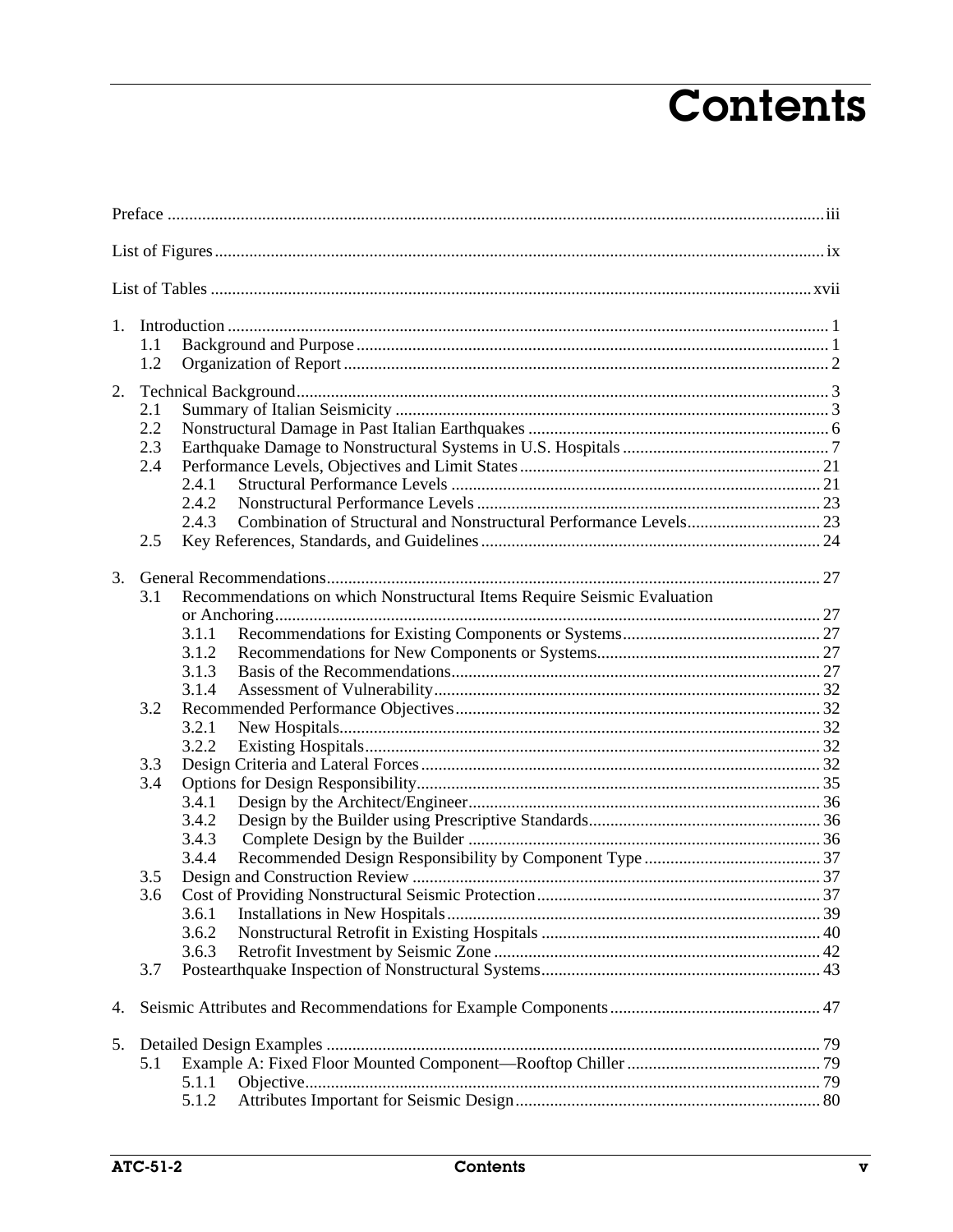# Contents

Preface ........................................................................................................................................iii

List of Figures.............................................................................................................................ix

List of Tables ............................................................................................................................xvii

1. Introduction ........................................................................................................................... 1
   - 1.1 Background and Purpose .............................................................................................. 1
   - 1.2 Organization of Report .................................................................................................. 2

2. Technical Background............................................................................................................ 3
   - 2.1 Summary of Italian Seismicity ....................................................................................... 3
   - 2.2 Nonstructural Damage in Past Italian Earthquakes ...................................................... 6
   - 2.3 Earthquake Damage to Nonstructural Systems in U.S. Hospitals ................................ 7
   - 2.4 Performance Levels, Objectives and Limit States ...................................................... 21
     - 2.4.1 Structural Performance Levels ...................................................................... 21
     - 2.4.2 Nonstructural Performance Levels ................................................................ 23
     - 2.4.3 Combination of Structural and Nonstructural Performance Levels............... 23
   - 2.5 Key References, Standards, and Guidelines ............................................................... 24

3. General Recommendations................................................................................................... 27
   - 3.1 Recommendations on which Nonstructural Items Require Seismic Evaluation or Anchoring............................................................................................................. 27
     - 3.1.1 Recommendations for Existing Components or Systems.............................. 27
     - 3.1.2 Recommendations for New Components or Systems.................................... 27
     - 3.1.3 Basis of the Recommendations...................................................................... 27
     - 3.1.4 Assessment of Vulnerability.......................................................................... 32
   - 3.2 Recommended Performance Objectives..................................................................... 32
     - 3.2.1 New Hospitals................................................................................................ 32
     - 3.2.2 Existing Hospitals.......................................................................................... 32
   - 3.3 Design Criteria and Lateral Forces ............................................................................. 32
   - 3.4 Options for Design Responsibility.............................................................................. 35
     - 3.4.1 Design by the Architect/Engineer.................................................................. 36
     - 3.4.2 Design by the Builder using Prescriptive Standards...................................... 36
     - 3.4.3 Complete Design by the Builder .................................................................. 36
     - 3.4.4 Recommended Design Responsibility by Component Type ......................... 37
   - 3.5 Design and Construction Review ............................................................................... 37
   - 3.6 Cost of Providing Nonstructural Seismic Protection.................................................. 37
     - 3.6.1 Installations in New Hospitals....................................................................... 39
     - 3.6.2 Nonstructural Retrofit in Existing Hospitals ................................................. 40
     - 3.6.3 Retrofit Investment by Seismic Zone ............................................................ 42
   - 3.7 Postearthquake Inspection of Nonstructural Systems................................................. 43

4. Seismic Attributes and Recommendations for Example Components ................................. 47

5. Detailed Design Examples ................................................................................................... 79
   - 5.1 Example A: Fixed Floor Mounted Component—Rooftop Chiller ............................. 79
     - 5.1.1 Objective........................................................................................................ 79
     - 5.1.2 Attributes Important for Seismic Design....................................................... 80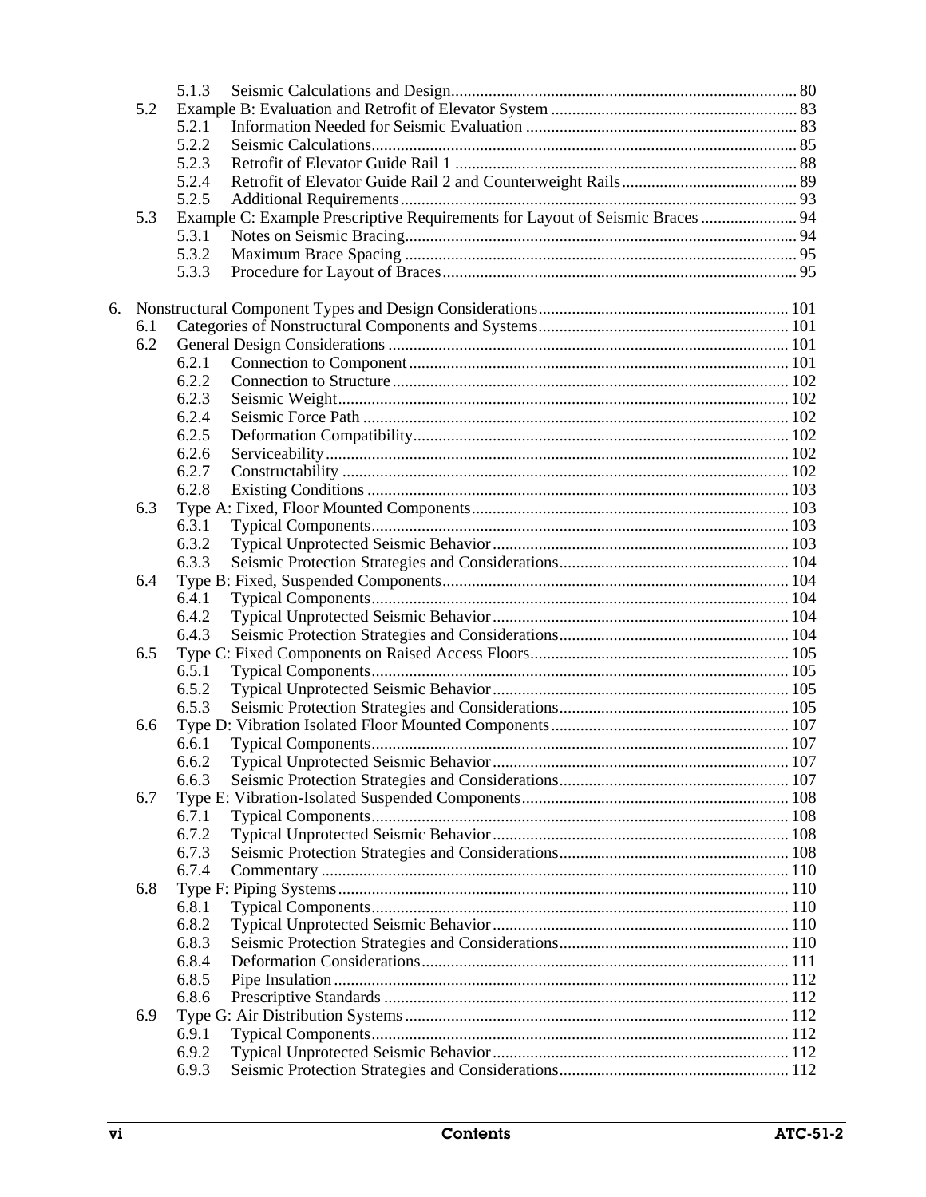5.1.3 Seismic Calculations and Design ........ 80

5.2 Example B: Evaluation and Retrofit of Elevator System ........ 83

5.2.1 Information Needed for Seismic Evaluation ........ 83

5.2.2 Seismic Calculations ........ 85

5.2.3 Retrofit of Elevator Guide Rail 1 ........ 88

5.2.4 Retrofit of Elevator Guide Rail 2 and Counterweight Rails ........ 89

5.2.5 Additional Requirements ........ 93

5.3 Example C: Example Prescriptive Requirements for Layout of Seismic Braces ........ 94

5.3.1 Notes on Seismic Bracing ........ 94

5.3.2 Maximum Brace Spacing ........ 95

5.3.3 Procedure for Layout of Braces ........ 95

6. Nonstructural Component Types and Design Considerations ........ 101

6.1 Categories of Nonstructural Components and Systems ........ 101

6.2 General Design Considerations ........ 101

6.2.1 Connection to Component ........ 101

6.2.2 Connection to Structure ........ 102

6.2.3 Seismic Weight ........ 102

6.2.4 Seismic Force Path ........ 102

6.2.5 Deformation Compatibility ........ 102

6.2.6 Serviceability ........ 102

6.2.7 Constructability ........ 102

6.2.8 Existing Conditions ........ 103

6.3 Type A: Fixed, Floor Mounted Components ........ 103

6.3.1 Typical Components ........ 103

6.3.2 Typical Unprotected Seismic Behavior ........ 103

6.3.3 Seismic Protection Strategies and Considerations ........ 104

6.4 Type B: Fixed, Suspended Components ........ 104

6.4.1 Typical Components ........ 104

6.4.2 Typical Unprotected Seismic Behavior ........ 104

6.4.3 Seismic Protection Strategies and Considerations ........ 104

6.5 Type C: Fixed Components on Raised Access Floors ........ 105

6.5.1 Typical Components ........ 105

6.5.2 Typical Unprotected Seismic Behavior ........ 105

6.5.3 Seismic Protection Strategies and Considerations ........ 105

6.6 Type D: Vibration Isolated Floor Mounted Components ........ 107

6.6.1 Typical Components ........ 107

6.6.2 Typical Unprotected Seismic Behavior ........ 107

6.6.3 Seismic Protection Strategies and Considerations ........ 107

6.7 Type E: Vibration-Isolated Suspended Components ........ 108

6.7.1 Typical Components ........ 108

6.7.2 Typical Unprotected Seismic Behavior ........ 108

6.7.3 Seismic Protection Strategies and Considerations ........ 108

6.7.4 Commentary ........ 110

6.8 Type F: Piping Systems ........ 110

6.8.1 Typical Components ........ 110

6.8.2 Typical Unprotected Seismic Behavior ........ 110

6.8.3 Seismic Protection Strategies and Considerations ........ 110

6.8.4 Deformation Considerations ........ 111

6.8.5 Pipe Insulation ........ 112

6.8.6 Prescriptive Standards ........ 112

6.9 Type G: Air Distribution Systems ........ 112

6.9.1 Typical Components ........ 112

6.9.2 Typical Unprotected Seismic Behavior ........ 112

6.9.3 Seismic Protection Strategies and Considerations ........ 112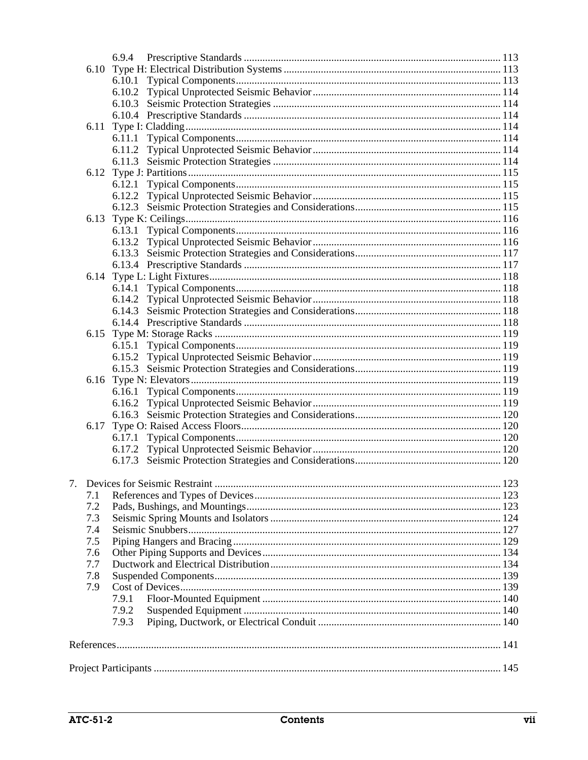6.9.4 Prescriptive Standards ........................................................ 113

6.10 Type H: Electrical Distribution Systems ........................................................ 113

6.10.1 Typical Components ........................................................ 113

6.10.2 Typical Unprotected Seismic Behavior ........................................................ 114

6.10.3 Seismic Protection Strategies ........................................................ 114

6.10.4 Prescriptive Standards ........................................................ 114

6.11 Type I: Cladding ........................................................ 114

6.11.1 Typical Components ........................................................ 114

6.11.2 Typical Unprotected Seismic Behavior ........................................................ 114

6.11.3 Seismic Protection Strategies ........................................................ 114

6.12 Type J: Partitions ........................................................ 115

6.12.1 Typical Components ........................................................ 115

6.12.2 Typical Unprotected Seismic Behavior ........................................................ 115

6.12.3 Seismic Protection Strategies and Considerations ........................................................ 115

6.13 Type K: Ceilings ........................................................ 116

6.13.1 Typical Components ........................................................ 116

6.13.2 Typical Unprotected Seismic Behavior ........................................................ 116

6.13.3 Seismic Protection Strategies and Considerations ........................................................ 117

6.13.4 Prescriptive Standards ........................................................ 117

6.14 Type L: Light Fixtures ........................................................ 118

6.14.1 Typical Components ........................................................ 118

6.14.2 Typical Unprotected Seismic Behavior ........................................................ 118

6.14.3 Seismic Protection Strategies and Considerations ........................................................ 118

6.14.4 Prescriptive Standards ........................................................ 118

6.15 Type M: Storage Racks ........................................................ 119

6.15.1 Typical Components ........................................................ 119

6.15.2 Typical Unprotected Seismic Behavior ........................................................ 119

6.15.3 Seismic Protection Strategies and Considerations ........................................................ 119

6.16 Type N: Elevators ........................................................ 119

6.16.1 Typical Components ........................................................ 119

6.16.2 Typical Unprotected Seismic Behavior ........................................................ 119

6.16.3 Seismic Protection Strategies and Considerations ........................................................ 120

6.17 Type O: Raised Access Floors ........................................................ 120

6.17.1 Typical Components ........................................................ 120

6.17.2 Typical Unprotected Seismic Behavior ........................................................ 120

6.17.3 Seismic Protection Strategies and Considerations ........................................................ 120

7. Devices for Seismic Restraint ........................................................ 123

7.1 References and Types of Devices ........................................................ 123

7.2 Pads, Bushings, and Mountings ........................................................ 123

7.3 Seismic Spring Mounts and Isolators ........................................................ 124

7.4 Seismic Snubbers ........................................................ 127

7.5 Piping Hangers and Bracing ........................................................ 129

7.6 Other Piping Supports and Devices ........................................................ 134

7.7 Ductwork and Electrical Distribution ........................................................ 134

7.8 Suspended Components ........................................................ 139

7.9 Cost of Devices ........................................................ 139

7.9.1 Floor-Mounted Equipment ........................................................ 140

7.9.2 Suspended Equipment ........................................................ 140

7.9.3 Piping, Ductwork, or Electrical Conduit ........................................................ 140

References ........................................................ 141

Project Participants ........................................................ 145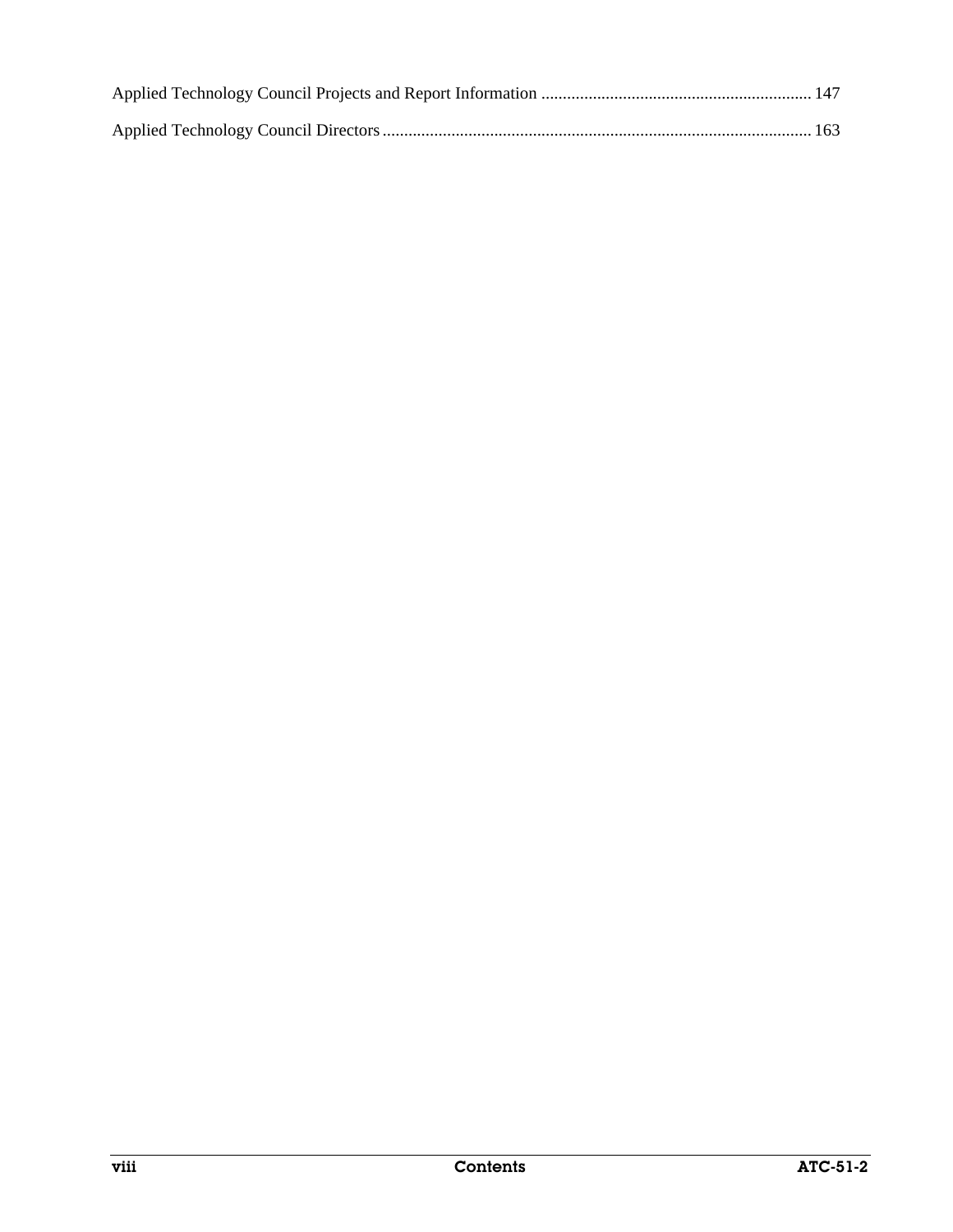Applied Technology Council Projects and Report Information ............................................................. 147

Applied Technology Council Directors .................................................................................................. 163